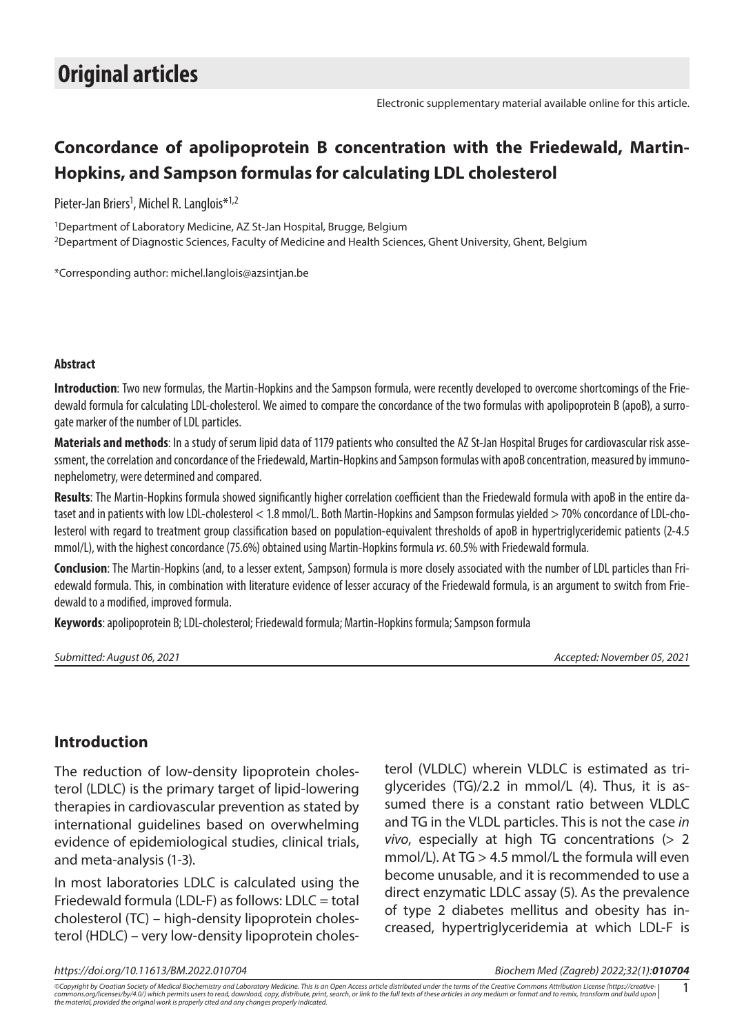# Original articles

Electronic supplementary material available online for this article.

## Concordance of apolipoprotein B concentration with the Friedewald, Martin-Hopkins, and Sampson formulas for calculating LDL cholesterol

Pieter-Jan Briers[1], Michel R. Langlois*[1,2]

[1]Department of Laboratory Medicine, AZ St-Jan Hospital, Brugge, Belgium
[2]Department of Diagnostic Sciences, Faculty of Medicine and Health Sciences, Ghent University, Ghent, Belgium

*Corresponding author: michel.langlois@azsintjan.be

### Abstract

**Introduction**: Two new formulas, the Martin-Hopkins and the Sampson formula, were recently developed to overcome shortcomings of the Friedewald formula for calculating LDL-cholesterol. We aimed to compare the concordance of the two formulas with apolipoprotein B (apoB), a surrogate marker of the number of LDL particles.

**Materials and methods**: In a study of serum lipid data of 1179 patients who consulted the AZ St-Jan Hospital Bruges for cardiovascular risk assessment, the correlation and concordance of the Friedewald, Martin-Hopkins and Sampson formulas with apoB concentration, measured by immunonephelometry, were determined and compared.

**Results**: The Martin-Hopkins formula showed significantly higher correlation coefficient than the Friedewald formula with apoB in the entire dataset and in patients with low LDL-cholesterol < 1.8 mmol/L. Both Martin-Hopkins and Sampson formulas yielded > 70% concordance of LDL-cholesterol with regard to treatment group classification based on population-equivalent thresholds of apoB in hypertriglyceridemic patients (2-4.5 mmol/L), with the highest concordance (75.6%) obtained using Martin-Hopkins formula *vs*. 60.5% with Friedewald formula.

**Conclusion**: The Martin-Hopkins (and, to a lesser extent, Sampson) formula is more closely associated with the number of LDL particles than Friedewald formula. This, in combination with literature evidence of lesser accuracy of the Friedewald formula, is an argument to switch from Friedewald to a modified, improved formula.

**Keywords**: apolipoprotein B; LDL-cholesterol; Friedewald formula; Martin-Hopkins formula; Sampson formula

*Submitted: August 06, 2021* *Accepted: November 05, 2021*

## Introduction

The reduction of low-density lipoprotein cholesterol (LDLC) is the primary target of lipid-lowering therapies in cardiovascular prevention as stated by international guidelines based on overwhelming evidence of epidemiological studies, clinical trials, and meta-analysis (1-3).

In most laboratories LDLC is calculated using the Friedewald formula (LDL-F) as follows: LDLC = total cholesterol (TC) – high-density lipoprotein cholesterol (HDLC) – very low-density lipoprotein cholesterol (VLDLC) wherein VLDLC is estimated as triglycerides (TG)/2.2 in mmol/L (4). Thus, it is assumed there is a constant ratio between VLDLC and TG in the VLDL particles. This is not the case *in vivo*, especially at high TG concentrations (> 2 mmol/L). At TG > 4.5 mmol/L the formula will even become unusable, and it is recommended to use a direct enzymatic LDLC assay (5). As the prevalence of type 2 diabetes mellitus and obesity has increased, hypertriglyceridemia at which LDL-F is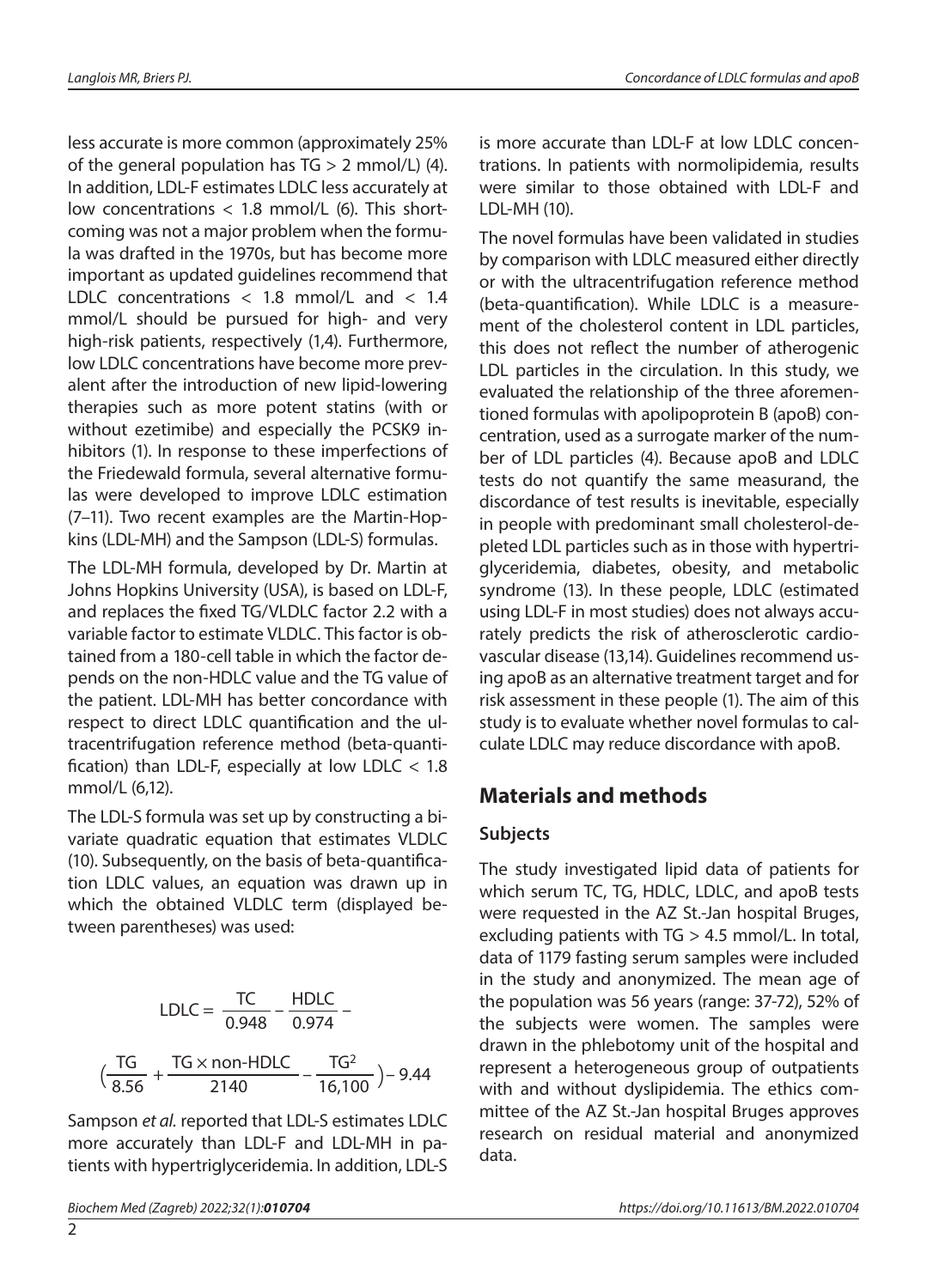less accurate is more common (approximately 25% of the general population has TG > 2 mmol/L) (4). In addition, LDL-F estimates LDLC less accurately at low concentrations < 1.8 mmol/L (6). This shortcoming was not a major problem when the formula was drafted in the 1970s, but has become more important as updated guidelines recommend that LDLC concentrations < 1.8 mmol/L and < 1.4 mmol/L should be pursued for high- and very high-risk patients, respectively (1,4). Furthermore, low LDLC concentrations have become more prevalent after the introduction of new lipid-lowering therapies such as more potent statins (with or without ezetimibe) and especially the PCSK9 inhibitors (1). In response to these imperfections of the Friedewald formula, several alternative formulas were developed to improve LDLC estimation (7–11). Two recent examples are the Martin-Hopkins (LDL-MH) and the Sampson (LDL-S) formulas.

The LDL-MH formula, developed by Dr. Martin at Johns Hopkins University (USA), is based on LDL-F, and replaces the fixed TG/VLDLC factor 2.2 with a variable factor to estimate VLDLC. This factor is obtained from a 180-cell table in which the factor depends on the non-HDLC value and the TG value of the patient. LDL-MH has better concordance with respect to direct LDLC quantification and the ultracentrifugation reference method (beta-quantification) than LDL-F, especially at low LDLC < 1.8 mmol/L (6,12).

The LDL-S formula was set up by constructing a bivariate quadratic equation that estimates VLDLC (10). Subsequently, on the basis of beta-quantification LDLC values, an equation was drawn up in which the obtained VLDLC term (displayed between parentheses) was used:

$$\text{LDLC} = \frac{\text{TC}}{0.948} - \frac{\text{HDLC}}{0.974} - \left(\frac{\text{TG}}{8.56} + \frac{\text{TG} \times \text{non-HDLC}}{2140} - \frac{\text{TG}^2}{16,100}\right) - 9.44$$

Sampson *et al.* reported that LDL-S estimates LDLC more accurately than LDL-F and LDL-MH in patients with hypertriglyceridemia. In addition, LDL-S is more accurate than LDL-F at low LDLC concentrations. In patients with normolipidemia, results were similar to those obtained with LDL-F and LDL-MH (10).

The novel formulas have been validated in studies by comparison with LDLC measured either directly or with the ultracentrifugation reference method (beta-quantification). While LDLC is a measurement of the cholesterol content in LDL particles, this does not reflect the number of atherogenic LDL particles in the circulation. In this study, we evaluated the relationship of the three aforementioned formulas with apolipoprotein B (apoB) concentration, used as a surrogate marker of the number of LDL particles (4). Because apoB and LDLC tests do not quantify the same measurand, the discordance of test results is inevitable, especially in people with predominant small cholesterol-depleted LDL particles such as in those with hypertriglyceridemia, diabetes, obesity, and metabolic syndrome (13). In these people, LDLC (estimated using LDL-F in most studies) does not always accurately predicts the risk of atherosclerotic cardiovascular disease (13,14). Guidelines recommend using apoB as an alternative treatment target and for risk assessment in these people (1). The aim of this study is to evaluate whether novel formulas to calculate LDLC may reduce discordance with apoB.

## Materials and methods

### Subjects

The study investigated lipid data of patients for which serum TC, TG, HDLC, LDLC, and apoB tests were requested in the AZ St.-Jan hospital Bruges, excluding patients with TG > 4.5 mmol/L. In total, data of 1179 fasting serum samples were included in the study and anonymized. The mean age of the population was 56 years (range: 37-72), 52% of the subjects were women. The samples were drawn in the phlebotomy unit of the hospital and represent a heterogeneous group of outpatients with and without dyslipidemia. The ethics committee of the AZ St.-Jan hospital Bruges approves research on residual material and anonymized data.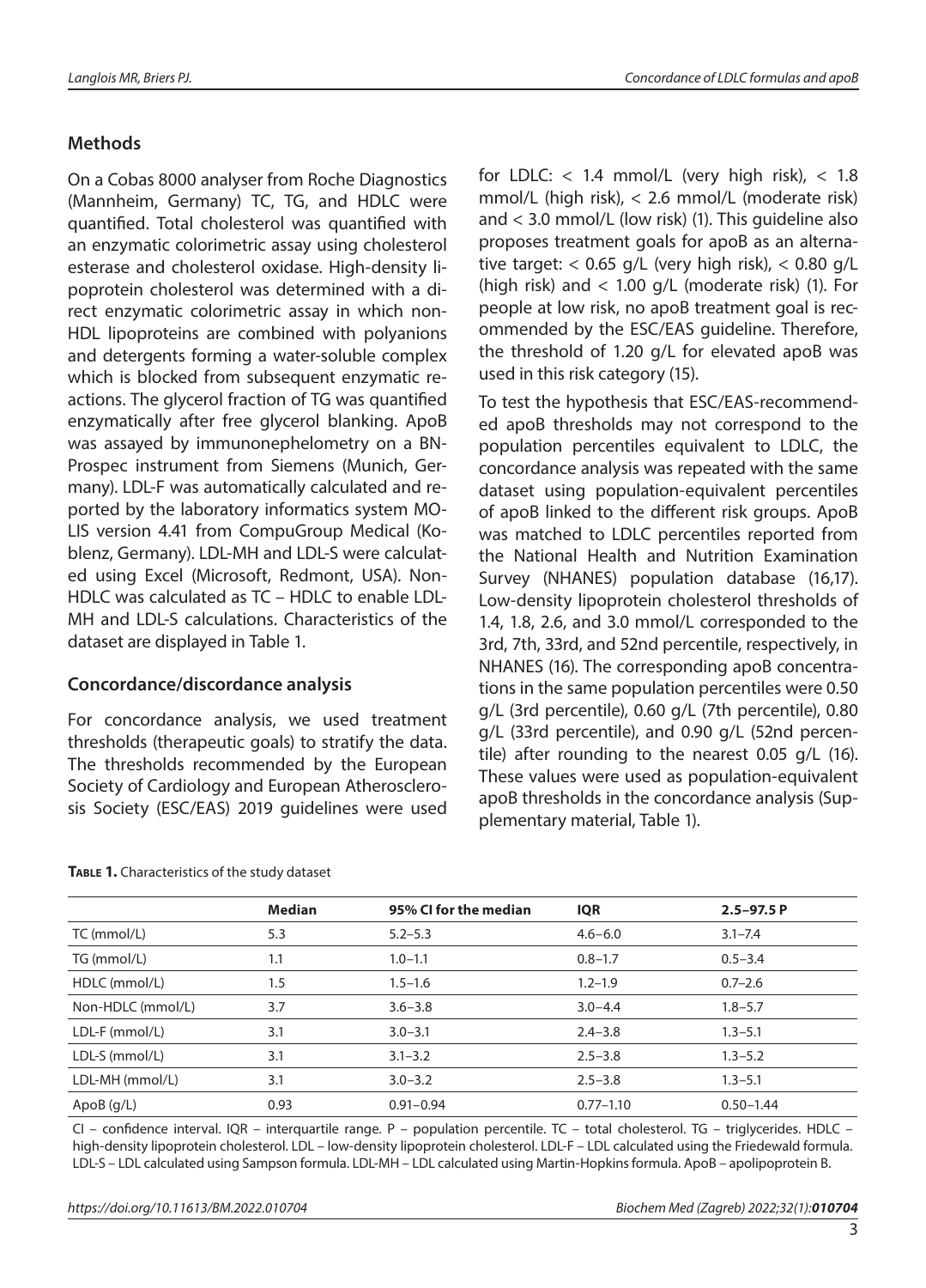## Methods

On a Cobas 8000 analyser from Roche Diagnostics (Mannheim, Germany) TC, TG, and HDLC were quantified. Total cholesterol was quantified with an enzymatic colorimetric assay using cholesterol esterase and cholesterol oxidase. High-density lipoprotein cholesterol was determined with a direct enzymatic colorimetric assay in which non-HDL lipoproteins are combined with polyanions and detergents forming a water-soluble complex which is blocked from subsequent enzymatic reactions. The glycerol fraction of TG was quantified enzymatically after free glycerol blanking. ApoB was assayed by immunonephelometry on a BN-Prospec instrument from Siemens (Munich, Germany). LDL-F was automatically calculated and reported by the laboratory informatics system MOLIS version 4.41 from CompuGroup Medical (Koblenz, Germany). LDL-MH and LDL-S were calculated using Excel (Microsoft, Redmont, USA). Non-HDLC was calculated as TC – HDLC to enable LDL-MH and LDL-S calculations. Characteristics of the dataset are displayed in Table 1.

### Concordance/discordance analysis

For concordance analysis, we used treatment thresholds (therapeutic goals) to stratify the data. The thresholds recommended by the European Society of Cardiology and European Atherosclerosis Society (ESC/EAS) 2019 guidelines were used for LDLC: < 1.4 mmol/L (very high risk), < 1.8 mmol/L (high risk), < 2.6 mmol/L (moderate risk) and < 3.0 mmol/L (low risk) (1). This guideline also proposes treatment goals for apoB as an alternative target: < 0.65 g/L (very high risk), < 0.80 g/L (high risk) and < 1.00 g/L (moderate risk) (1). For people at low risk, no apoB treatment goal is recommended by the ESC/EAS guideline. Therefore, the threshold of 1.20 g/L for elevated apoB was used in this risk category (15).

To test the hypothesis that ESC/EAS-recommended apoB thresholds may not correspond to the population percentiles equivalent to LDLC, the concordance analysis was repeated with the same dataset using population-equivalent percentiles of apoB linked to the different risk groups. ApoB was matched to LDLC percentiles reported from the National Health and Nutrition Examination Survey (NHANES) population database (16,17). Low-density lipoprotein cholesterol thresholds of 1.4, 1.8, 2.6, and 3.0 mmol/L corresponded to the 3rd, 7th, 33rd, and 52nd percentile, respectively, in NHANES (16). The corresponding apoB concentrations in the same population percentiles were 0.50 g/L (3rd percentile), 0.60 g/L (7th percentile), 0.80 g/L (33rd percentile), and 0.90 g/L (52nd percentile) after rounding to the nearest 0.05 g/L (16). These values were used as population-equivalent apoB thresholds in the concordance analysis (Supplementary material, Table 1).

**Table 1.** Characteristics of the study dataset

| | Median | 95% CI for the median | IQR | 2.5–97.5 P |
|---|---|---|---|---|
| TC (mmol/L) | 5.3 | 5.2–5.3 | 4.6–6.0 | 3.1–7.4 |
| TG (mmol/L) | 1.1 | 1.0–1.1 | 0.8–1.7 | 0.5–3.4 |
| HDLC (mmol/L) | 1.5 | 1.5–1.6 | 1.2–1.9 | 0.7–2.6 |
| Non-HDLC (mmol/L) | 3.7 | 3.6–3.8 | 3.0–4.4 | 1.8–5.7 |
| LDL-F (mmol/L) | 3.1 | 3.0–3.1 | 2.4–3.8 | 1.3–5.1 |
| LDL-S (mmol/L) | 3.1 | 3.1–3.2 | 2.5–3.8 | 1.3–5.2 |
| LDL-MH (mmol/L) | 3.1 | 3.0–3.2 | 2.5–3.8 | 1.3–5.1 |
| ApoB (g/L) | 0.93 | 0.91–0.94 | 0.77–1.10 | 0.50–1.44 |

CI – confidence interval. IQR – interquartile range. P – population percentile. TC – total cholesterol. TG – triglycerides. HDLC – high-density lipoprotein cholesterol. LDL – low-density lipoprotein cholesterol. LDL-F – LDL calculated using the Friedewald formula. LDL-S – LDL calculated using Sampson formula. LDL-MH – LDL calculated using Martin-Hopkins formula. ApoB – apolipoprotein B.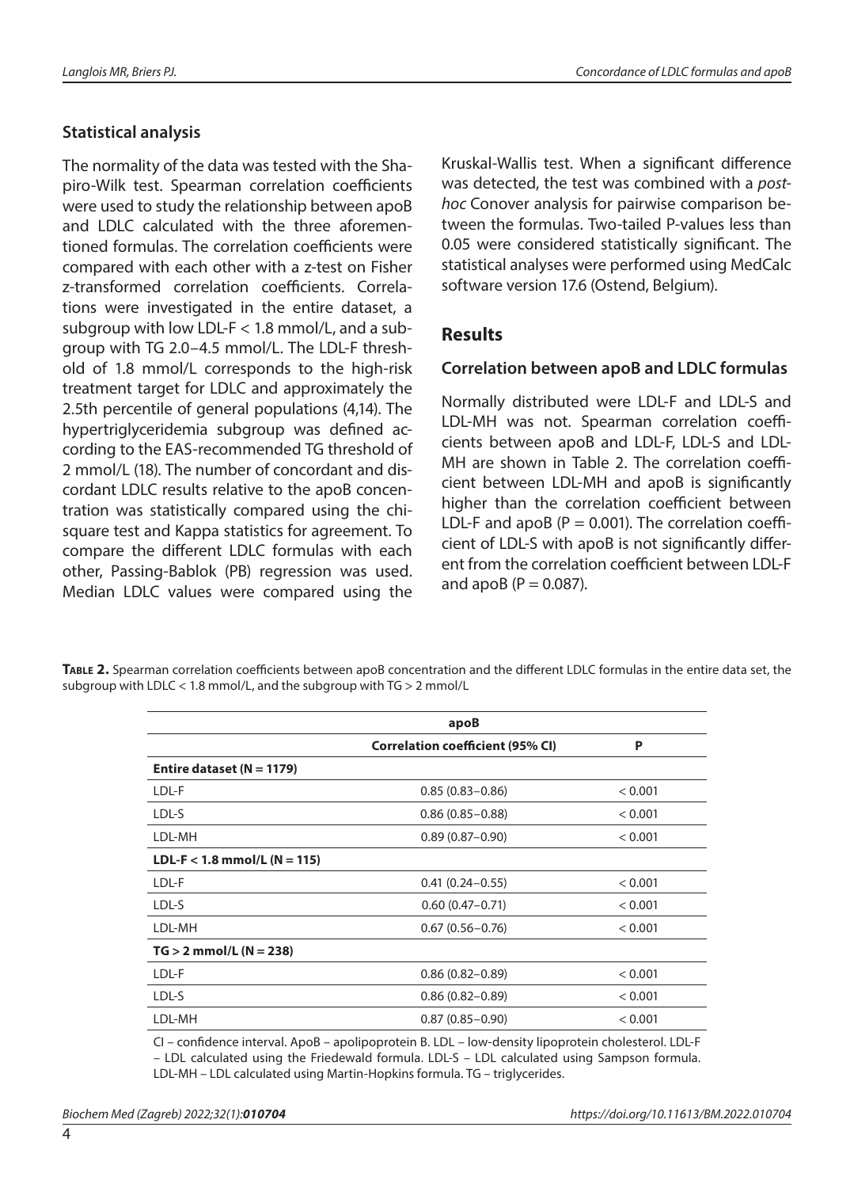## Statistical analysis

The normality of the data was tested with the Shapiro-Wilk test. Spearman correlation coefficients were used to study the relationship between apoB and LDLC calculated with the three aforementioned formulas. The correlation coefficients were compared with each other with a z-test on Fisher z-transformed correlation coefficients. Correlations were investigated in the entire dataset, a subgroup with low LDL-F < 1.8 mmol/L, and a subgroup with TG 2.0–4.5 mmol/L. The LDL-F threshold of 1.8 mmol/L corresponds to the high-risk treatment target for LDLC and approximately the 2.5th percentile of general populations (4,14). The hypertriglyceridemia subgroup was defined according to the EAS-recommended TG threshold of 2 mmol/L (18). The number of concordant and discordant LDLC results relative to the apoB concentration was statistically compared using the chi-square test and Kappa statistics for agreement. To compare the different LDLC formulas with each other, Passing-Bablok (PB) regression was used. Median LDLC values were compared using the Kruskal-Wallis test. When a significant difference was detected, the test was combined with a *post-hoc* Conover analysis for pairwise comparison between the formulas. Two-tailed P-values less than 0.05 were considered statistically significant. The statistical analyses were performed using MedCalc software version 17.6 (Ostend, Belgium).

# Results

## Correlation between apoB and LDLC formulas

Normally distributed were LDL-F and LDL-S and LDL-MH was not. Spearman correlation coefficients between apoB and LDL-F, LDL-S and LDL-MH are shown in Table 2. The correlation coefficient between LDL-MH and apoB is significantly higher than the correlation coefficient between LDL-F and apoB (P = 0.001). The correlation coefficient of LDL-S with apoB is not significantly different from the correlation coefficient between LDL-F and apoB (P = 0.087).

**Table 2.** Spearman correlation coefficients between apoB concentration and the different LDLC formulas in the entire data set, the subgroup with LDLC < 1.8 mmol/L, and the subgroup with TG > 2 mmol/L

| | apoB | |
|---|---|---|
| | **Correlation coefficient (95% CI)** | **P** |
| **Entire dataset (N = 1179)** | | |
| LDL-F | 0.85 (0.83–0.86) | < 0.001 |
| LDL-S | 0.86 (0.85–0.88) | < 0.001 |
| LDL-MH | 0.89 (0.87–0.90) | < 0.001 |
| **LDL-F < 1.8 mmol/L (N = 115)** | | |
| LDL-F | 0.41 (0.24–0.55) | < 0.001 |
| LDL-S | 0.60 (0.47–0.71) | < 0.001 |
| LDL-MH | 0.67 (0.56–0.76) | < 0.001 |
| **TG > 2 mmol/L (N = 238)** | | |
| LDL-F | 0.86 (0.82–0.89) | < 0.001 |
| LDL-S | 0.86 (0.82–0.89) | < 0.001 |
| LDL-MH | 0.87 (0.85–0.90) | < 0.001 |

CI – confidence interval. ApoB – apolipoprotein B. LDL – low-density lipoprotein cholesterol. LDL-F – LDL calculated using the Friedewald formula. LDL-S – LDL calculated using Sampson formula. LDL-MH – LDL calculated using Martin-Hopkins formula. TG – triglycerides.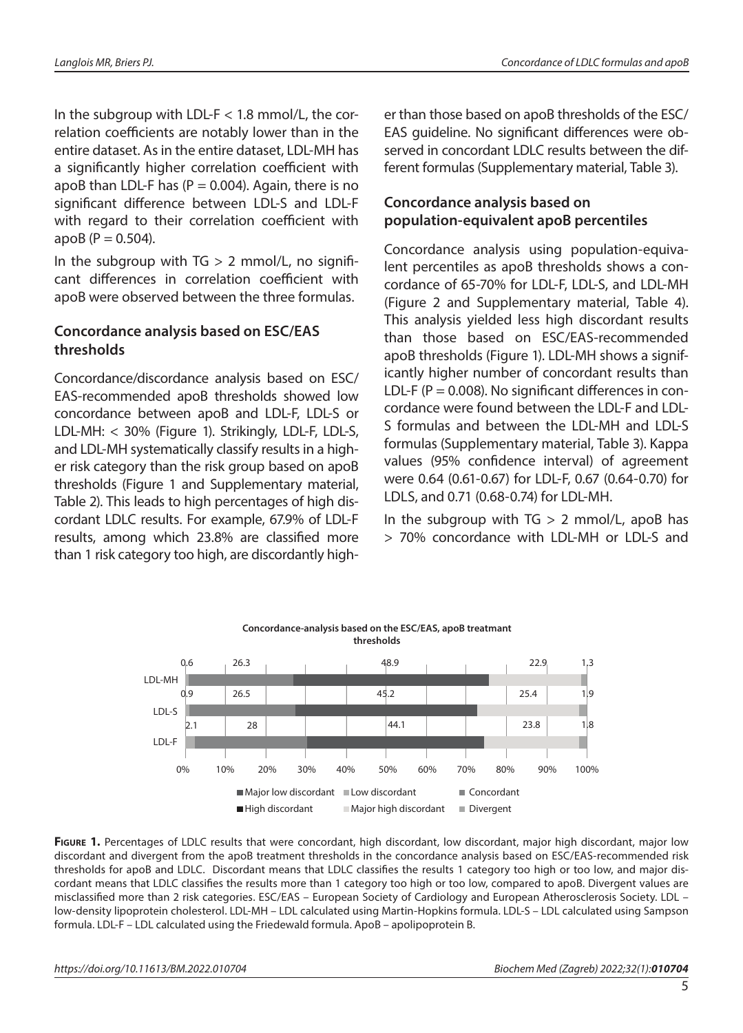In the subgroup with LDL-F < 1.8 mmol/L, the correlation coefficients are notably lower than in the entire dataset. As in the entire dataset, LDL-MH has a significantly higher correlation coefficient with apoB than LDL-F has ($P = 0.004$). Again, there is no significant difference between LDL-S and LDL-F with regard to their correlation coefficient with apoB ($P = 0.504$).

In the subgroup with TG > 2 mmol/L, no significant differences in correlation coefficient with apoB were observed between the three formulas.

### Concordance analysis based on ESC/EAS thresholds

Concordance/discordance analysis based on ESC/EAS-recommended apoB thresholds showed low concordance between apoB and LDL-F, LDL-S or LDL-MH: < 30% (Figure 1). Strikingly, LDL-F, LDL-S, and LDL-MH systematically classify results in a higher risk category than the risk group based on apoB thresholds (Figure 1 and Supplementary material, Table 2). This leads to high percentages of high discordant LDLC results. For example, 67.9% of LDL-F results, among which 23.8% are classified more than 1 risk category too high, are discordantly higher than those based on apoB thresholds of the ESC/EAS guideline. No significant differences were observed in concordant LDLC results between the different formulas (Supplementary material, Table 3).

### Concordance analysis based on population-equivalent apoB percentiles

Concordance analysis using population-equivalent percentiles as apoB thresholds shows a concordance of 65-70% for LDL-F, LDL-S, and LDL-MH (Figure 2 and Supplementary material, Table 4). This analysis yielded less high discordant results than those based on ESC/EAS-recommended apoB thresholds (Figure 1). LDL-MH shows a significantly higher number of concordant results than LDL-F ($P = 0.008$). No significant differences in concordance were found between the LDL-F and LDL-S formulas and between the LDL-MH and LDL-S formulas (Supplementary material, Table 3). Kappa values (95% confidence interval) of agreement were 0.64 (0.61-0.67) for LDL-F, 0.67 (0.64-0.70) for LDLS, and 0.71 (0.68-0.74) for LDL-MH.

In the subgroup with TG > 2 mmol/L, apoB has > 70% concordance with LDL-MH or LDL-S and

**Concordance-analysis based on the ESC/EAS, apoB treatmant thresholds**

| | Low discordant | Concordant | High discordant | Major high discordant | Divergent |
|---|---|---|---|---|---|
| LDL-MH | 0.6 | 26.3 | 48.9 | 22.9 | 1.3 |
| LDL-S | 0.9 | 26.5 | 45.2 | 25.4 | 1.9 |
| LDL-F | 2.1 | 28 | 44.1 | 23.8 | 1.8 |

**Figure 1.** Percentages of LDLC results that were concordant, high discordant, low discordant, major high discordant, major low discordant and divergent from the apoB treatment thresholds in the concordance analysis based on ESC/EAS-recommended risk thresholds for apoB and LDLC. Discordant means that LDLC classifies the results 1 category too high or too low, and major discordant means that LDLC classifies the results more than 1 category too high or too low, compared to apoB. Divergent values are misclassified more than 2 risk categories. ESC/EAS – European Society of Cardiology and European Atherosclerosis Society. LDL – low-density lipoprotein cholesterol. LDL-MH – LDL calculated using Martin-Hopkins formula. LDL-S – LDL calculated using Sampson formula. LDL-F – LDL calculated using the Friedewald formula. ApoB – apolipoprotein B.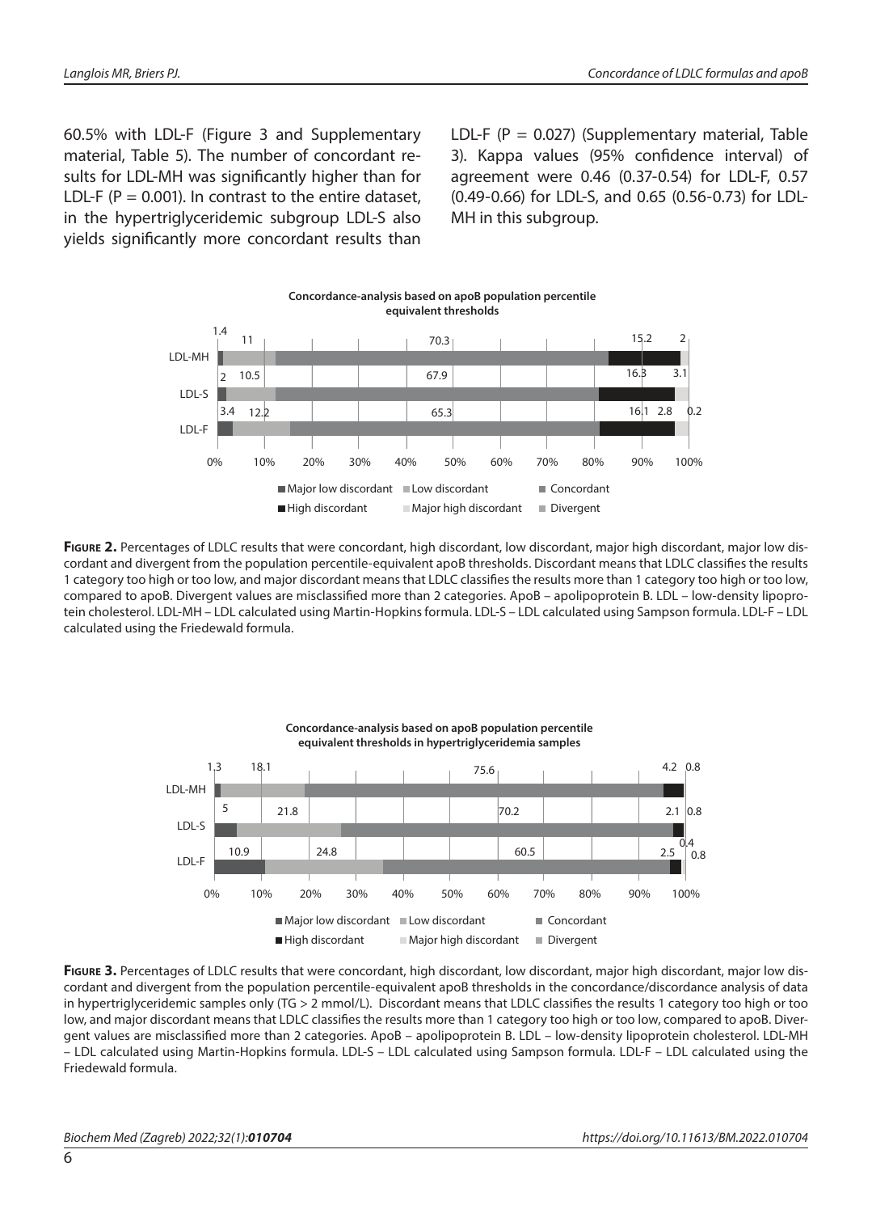60.5% with LDL-F (Figure 3 and Supplementary material, Table 5). The number of concordant results for LDL-MH was significantly higher than for LDL-F (P = 0.001). In contrast to the entire dataset, in the hypertriglyceridemic subgroup LDL-S also yields significantly more concordant results than LDL-F (P = 0.027) (Supplementary material, Table 3). Kappa values (95% confidence interval) of agreement were 0.46 (0.37-0.54) for LDL-F, 0.57 (0.49-0.66) for LDL-S, and 0.65 (0.56-0.73) for LDL-MH in this subgroup.

**Concordance-analysis based on apoB population percentile equivalent thresholds**

| | Major low discordant | Low discordant | Concordant | High discordant | Major high discordant | Divergent |
|---|---|---|---|---|---|---|
| LDL-MH | 1.4 | 11 | 70.3 | 15.2 | 2 | |
| LDL-S | 2 | 10.5 | 67.9 | 16.3 | 3.1 | |
| LDL-F | 3.4 | 12.2 | 65.3 | 16.1 | 2.8 | 0.2 |

**Figure 2.** Percentages of LDLC results that were concordant, high discordant, low discordant, major high discordant, major low discordant and divergent from the population percentile-equivalent apoB thresholds. Discordant means that LDLC classifies the results 1 category too high or too low, and major discordant means that LDLC classifies the results more than 1 category too high or too low, compared to apoB. Divergent values are misclassified more than 2 categories. ApoB – apolipoprotein B. LDL – low-density lipoprotein cholesterol. LDL-MH – LDL calculated using Martin-Hopkins formula. LDL-S – LDL calculated using Sampson formula. LDL-F – LDL calculated using the Friedewald formula.

**Concordance-analysis based on apoB population percentile equivalent thresholds in hypertriglyceridemia samples**

| | Major low discordant | Low discordant | Concordant | High discordant | Major high discordant | Divergent |
|---|---|---|---|---|---|---|
| LDL-MH | 1.3 | 18.1 | 75.6 | 4.2 | 0.8 | |
| LDL-S | 5 | 21.8 | 70.2 | 2.1 | 0.8 | |
| LDL-F | 10.9 | 24.8 | 60.5 | 2.5 | 0.4 | 0.8 |

**Figure 3.** Percentages of LDLC results that were concordant, high discordant, low discordant, major high discordant, major low discordant and divergent from the population percentile-equivalent apoB thresholds in the concordance/discordance analysis of data in hypertriglyceridemic samples only (TG > 2 mmol/L). Discordant means that LDLC classifies the results 1 category too high or too low, and major discordant means that LDLC classifies the results more than 1 category too high or too low, compared to apoB. Divergent values are misclassified more than 2 categories. ApoB – apolipoprotein B. LDL – low-density lipoprotein cholesterol. LDL-MH – LDL calculated using Martin-Hopkins formula. LDL-S – LDL calculated using Sampson formula. LDL-F – LDL calculated using the Friedewald formula.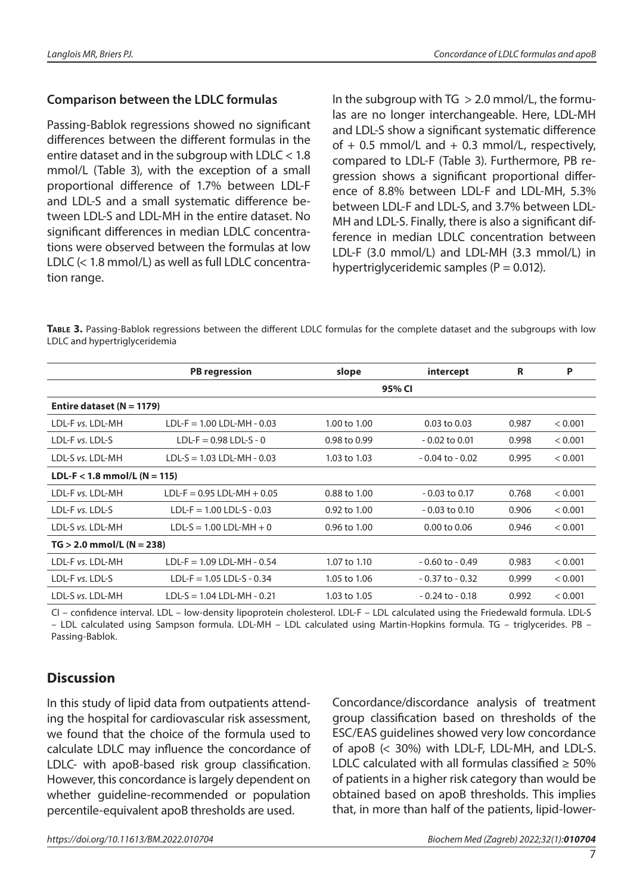### Comparison between the LDLC formulas

Passing-Bablok regressions showed no significant differences between the different formulas in the entire dataset and in the subgroup with LDLC < 1.8 mmol/L (Table 3), with the exception of a small proportional difference of 1.7% between LDL-F and LDL-S and a small systematic difference between LDL-S and LDL-MH in the entire dataset. No significant differences in median LDLC concentrations were observed between the formulas at low LDLC (< 1.8 mmol/L) as well as full LDLC concentration range.

In the subgroup with TG > 2.0 mmol/L, the formulas are no longer interchangeable. Here, LDL-MH and LDL-S show a significant systematic difference of + 0.5 mmol/L and + 0.3 mmol/L, respectively, compared to LDL-F (Table 3). Furthermore, PB regression shows a significant proportional difference of 8.8% between LDL-F and LDL-MH, 5.3% between LDL-F and LDL-S, and 3.7% between LDL-MH and LDL-S. Finally, there is also a significant difference in median LDLC concentration between LDL-F (3.0 mmol/L) and LDL-MH (3.3 mmol/L) in hypertriglyceridemic samples (P = 0.012).

**Table 3.** Passing-Bablok regressions between the different LDLC formulas for the complete dataset and the subgroups with low LDLC and hypertriglyceridemia

| | PB regression | slope | intercept | R | P |
|---|---|---|---|---|---|
| | | 95% CI | | | |
| **Entire dataset (N = 1179)** | | | | | |
| LDL-F *vs.* LDL-MH | LDL-F = 1.00 LDL-MH - 0.03 | 1.00 to 1.00 | 0.03 to 0.03 | 0.987 | < 0.001 |
| LDL-F *vs.* LDL-S | LDL-F = 0.98 LDL-S - 0 | 0.98 to 0.99 | - 0.02 to 0.01 | 0.998 | < 0.001 |
| LDL-S *vs.* LDL-MH | LDL-S = 1.03 LDL-MH - 0.03 | 1.03 to 1.03 | - 0.04 to - 0.02 | 0.995 | < 0.001 |
| **LDL-F < 1.8 mmol/L (N = 115)** | | | | | |
| LDL-F *vs.* LDL-MH | LDL-F = 0.95 LDL-MH + 0.05 | 0.88 to 1.00 | - 0.03 to 0.17 | 0.768 | < 0.001 |
| LDL-F *vs.* LDL-S | LDL-F = 1.00 LDL-S - 0.03 | 0.92 to 1.00 | - 0.03 to 0.10 | 0.906 | < 0.001 |
| LDL-S *vs.* LDL-MH | LDL-S = 1.00 LDL-MH + 0 | 0.96 to 1.00 | 0.00 to 0.06 | 0.946 | < 0.001 |
| **TG > 2.0 mmol/L (N = 238)** | | | | | |
| LDL-F *vs.* LDL-MH | LDL-F = 1.09 LDL-MH - 0.54 | 1.07 to 1.10 | - 0.60 to - 0.49 | 0.983 | < 0.001 |
| LDL-F *vs.* LDL-S | LDL-F = 1.05 LDL-S - 0.34 | 1.05 to 1.06 | - 0.37 to - 0.32 | 0.999 | < 0.001 |
| LDL-S *vs.* LDL-MH | LDL-S = 1.04 LDL-MH - 0.21 | 1.03 to 1.05 | - 0.24 to - 0.18 | 0.992 | < 0.001 |

CI – confidence interval. LDL – low-density lipoprotein cholesterol. LDL-F – LDL calculated using the Friedewald formula. LDL-S – LDL calculated using Sampson formula. LDL-MH – LDL calculated using Martin-Hopkins formula. TG – triglycerides. PB – Passing-Bablok.

## Discussion

In this study of lipid data from outpatients attending the hospital for cardiovascular risk assessment, we found that the choice of the formula used to calculate LDLC may influence the concordance of LDLC- with apoB-based risk group classification. However, this concordance is largely dependent on whether guideline-recommended or population percentile-equivalent apoB thresholds are used.

Concordance/discordance analysis of treatment group classification based on thresholds of the ESC/EAS guidelines showed very low concordance of apoB (< 30%) with LDL-F, LDL-MH, and LDL-S. LDLC calculated with all formulas classified ≥ 50% of patients in a higher risk category than would be obtained based on apoB thresholds. This implies that, in more than half of the patients, lipid-lower-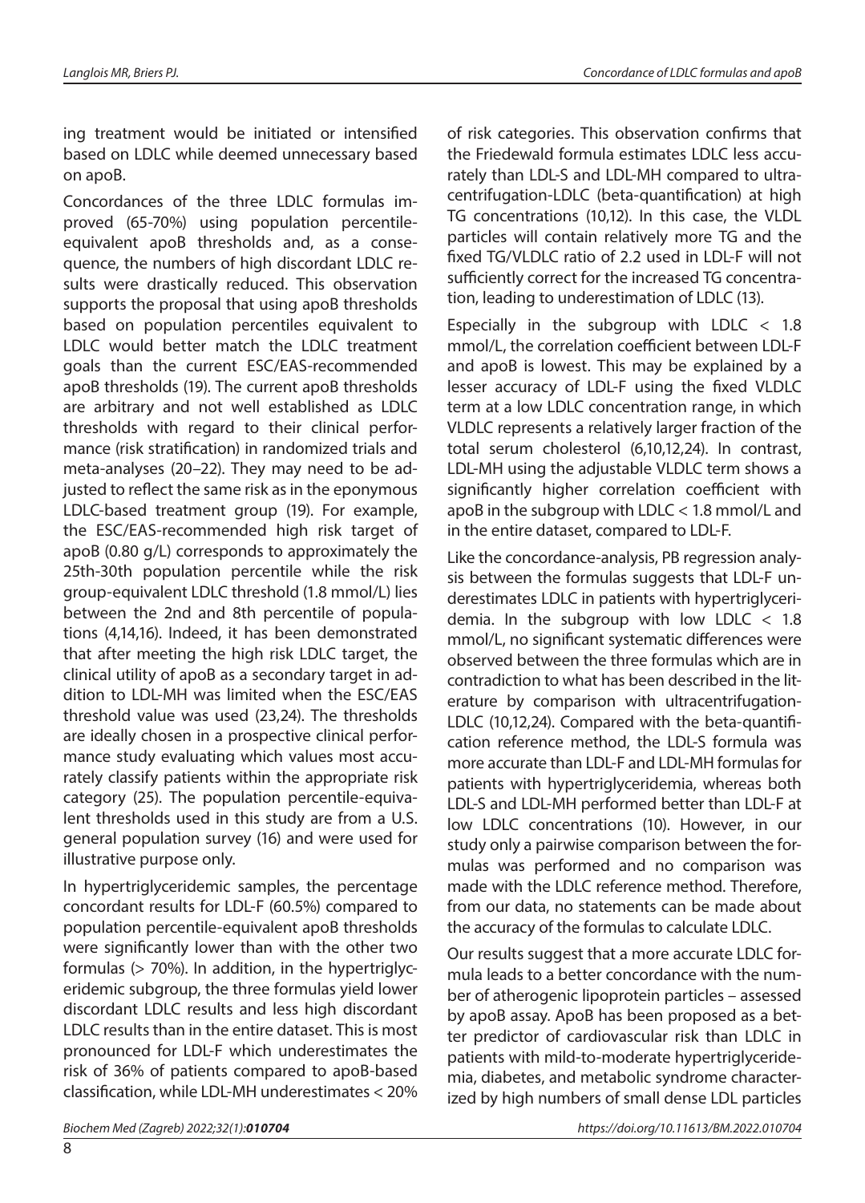ing treatment would be initiated or intensified based on LDLC while deemed unnecessary based on apoB.

Concordances of the three LDLC formulas improved (65-70%) using population percentile-equivalent apoB thresholds and, as a consequence, the numbers of high discordant LDLC results were drastically reduced. This observation supports the proposal that using apoB thresholds based on population percentiles equivalent to LDLC would better match the LDLC treatment goals than the current ESC/EAS-recommended apoB thresholds (19). The current apoB thresholds are arbitrary and not well established as LDLC thresholds with regard to their clinical performance (risk stratification) in randomized trials and meta-analyses (20–22). They may need to be adjusted to reflect the same risk as in the eponymous LDLC-based treatment group (19). For example, the ESC/EAS-recommended high risk target of apoB (0.80 g/L) corresponds to approximately the 25th-30th population percentile while the risk group-equivalent LDLC threshold (1.8 mmol/L) lies between the 2nd and 8th percentile of populations (4,14,16). Indeed, it has been demonstrated that after meeting the high risk LDLC target, the clinical utility of apoB as a secondary target in addition to LDL-MH was limited when the ESC/EAS threshold value was used (23,24). The thresholds are ideally chosen in a prospective clinical performance study evaluating which values most accurately classify patients within the appropriate risk category (25). The population percentile-equivalent thresholds used in this study are from a U.S. general population survey (16) and were used for illustrative purpose only.

In hypertriglyceridemic samples, the percentage concordant results for LDL-F (60.5%) compared to population percentile-equivalent apoB thresholds were significantly lower than with the other two formulas (> 70%). In addition, in the hypertriglyceridemic subgroup, the three formulas yield lower discordant LDLC results and less high discordant LDLC results than in the entire dataset. This is most pronounced for LDL-F which underestimates the risk of 36% of patients compared to apoB-based classification, while LDL-MH underestimates < 20% of risk categories. This observation confirms that the Friedewald formula estimates LDLC less accurately than LDL-S and LDL-MH compared to ultracentrifugation-LDLC (beta-quantification) at high TG concentrations (10,12). In this case, the VLDL particles will contain relatively more TG and the fixed TG/VLDLC ratio of 2.2 used in LDL-F will not sufficiently correct for the increased TG concentration, leading to underestimation of LDLC (13).

Especially in the subgroup with LDLC < 1.8 mmol/L, the correlation coefficient between LDL-F and apoB is lowest. This may be explained by a lesser accuracy of LDL-F using the fixed VLDLC term at a low LDLC concentration range, in which VLDLC represents a relatively larger fraction of the total serum cholesterol (6,10,12,24). In contrast, LDL-MH using the adjustable VLDLC term shows a significantly higher correlation coefficient with apoB in the subgroup with LDLC < 1.8 mmol/L and in the entire dataset, compared to LDL-F.

Like the concordance-analysis, PB regression analysis between the formulas suggests that LDL-F underestimates LDLC in patients with hypertriglyceridemia. In the subgroup with low LDLC < 1.8 mmol/L, no significant systematic differences were observed between the three formulas which are in contradiction to what has been described in the literature by comparison with ultracentrifugation-LDLC (10,12,24). Compared with the beta-quantification reference method, the LDL-S formula was more accurate than LDL-F and LDL-MH formulas for patients with hypertriglyceridemia, whereas both LDL-S and LDL-MH performed better than LDL-F at low LDLC concentrations (10). However, in our study only a pairwise comparison between the formulas was performed and no comparison was made with the LDLC reference method. Therefore, from our data, no statements can be made about the accuracy of the formulas to calculate LDLC.

Our results suggest that a more accurate LDLC formula leads to a better concordance with the number of atherogenic lipoprotein particles – assessed by apoB assay. ApoB has been proposed as a better predictor of cardiovascular risk than LDLC in patients with mild-to-moderate hypertriglyceridemia, diabetes, and metabolic syndrome characterized by high numbers of small dense LDL particles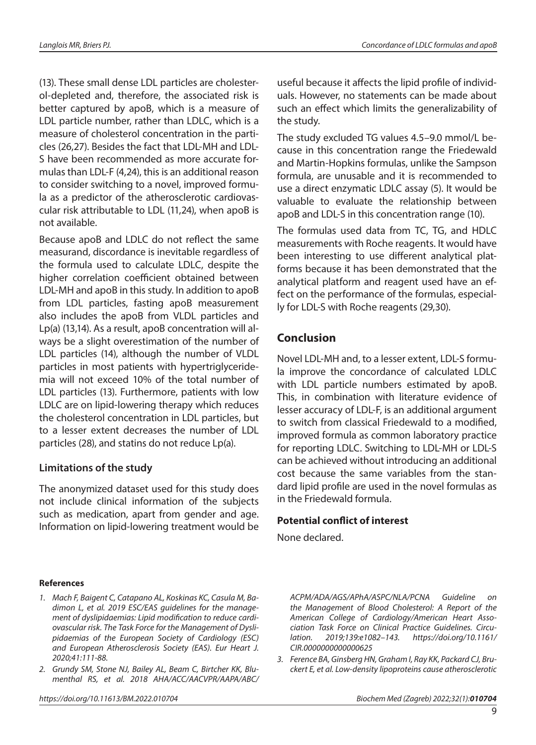(13). These small dense LDL particles are cholesterol-depleted and, therefore, the associated risk is better captured by apoB, which is a measure of LDL particle number, rather than LDLC, which is a measure of cholesterol concentration in the particles (26,27). Besides the fact that LDL-MH and LDL-S have been recommended as more accurate formulas than LDL-F (4,24), this is an additional reason to consider switching to a novel, improved formula as a predictor of the atherosclerotic cardiovascular risk attributable to LDL (11,24), when apoB is not available.

Because apoB and LDLC do not reflect the same measurand, discordance is inevitable regardless of the formula used to calculate LDLC, despite the higher correlation coefficient obtained between LDL-MH and apoB in this study. In addition to apoB from LDL particles, fasting apoB measurement also includes the apoB from VLDL particles and Lp(a) (13,14). As a result, apoB concentration will always be a slight overestimation of the number of LDL particles (14), although the number of VLDL particles in most patients with hypertriglyceridemia will not exceed 10% of the total number of LDL particles (13). Furthermore, patients with low LDLC are on lipid-lowering therapy which reduces the cholesterol concentration in LDL particles, but to a lesser extent decreases the number of LDL particles (28), and statins do not reduce Lp(a).

### Limitations of the study

The anonymized dataset used for this study does not include clinical information of the subjects such as medication, apart from gender and age. Information on lipid-lowering treatment would be useful because it affects the lipid profile of individuals. However, no statements can be made about such an effect which limits the generalizability of the study.

The study excluded TG values 4.5–9.0 mmol/L because in this concentration range the Friedewald and Martin-Hopkins formulas, unlike the Sampson formula, are unusable and it is recommended to use a direct enzymatic LDLC assay (5). It would be valuable to evaluate the relationship between apoB and LDL-S in this concentration range (10).

The formulas used data from TC, TG, and HDLC measurements with Roche reagents. It would have been interesting to use different analytical platforms because it has been demonstrated that the analytical platform and reagent used have an effect on the performance of the formulas, especially for LDL-S with Roche reagents (29,30).

## Conclusion

Novel LDL-MH and, to a lesser extent, LDL-S formula improve the concordance of calculated LDLC with LDL particle numbers estimated by apoB. This, in combination with literature evidence of lesser accuracy of LDL-F, is an additional argument to switch from classical Friedewald to a modified, improved formula as common laboratory practice for reporting LDLC. Switching to LDL-MH or LDL-S can be achieved without introducing an additional cost because the same variables from the standard lipid profile are used in the novel formulas as in the Friedewald formula.

### Potential conflict of interest

None declared.

#### References

1. *Mach F, Baigent C, Catapano AL, Koskinas KC, Casula M, Badimon L, et al. 2019 ESC/EAS guidelines for the management of dyslipidaemias: Lipid modification to reduce cardiovascular risk. The Task Force for the Management of Dyslipidaemias of the European Society of Cardiology (ESC) and European Atherosclerosis Society (EAS). Eur Heart J. 2020;41:111-88.*
2. *Grundy SM, Stone NJ, Bailey AL, Beam C, Birtcher KK, Blumenthal RS, et al. 2018 AHA/ACC/AACVPR/AAPA/ABC/ACPM/ADA/AGS/APhA/ASPC/NLA/PCNA Guideline on the Management of Blood Cholesterol: A Report of the American College of Cardiology/American Heart Association Task Force on Clinical Practice Guidelines. Circulation. 2019;139:e1082–143. https://doi.org/10.1161/CIR.0000000000000625*
3. *Ference BA, Ginsberg HN, Graham I, Ray KK, Packard CJ, Bruckert E, et al. Low-density lipoproteins cause atherosclerotic*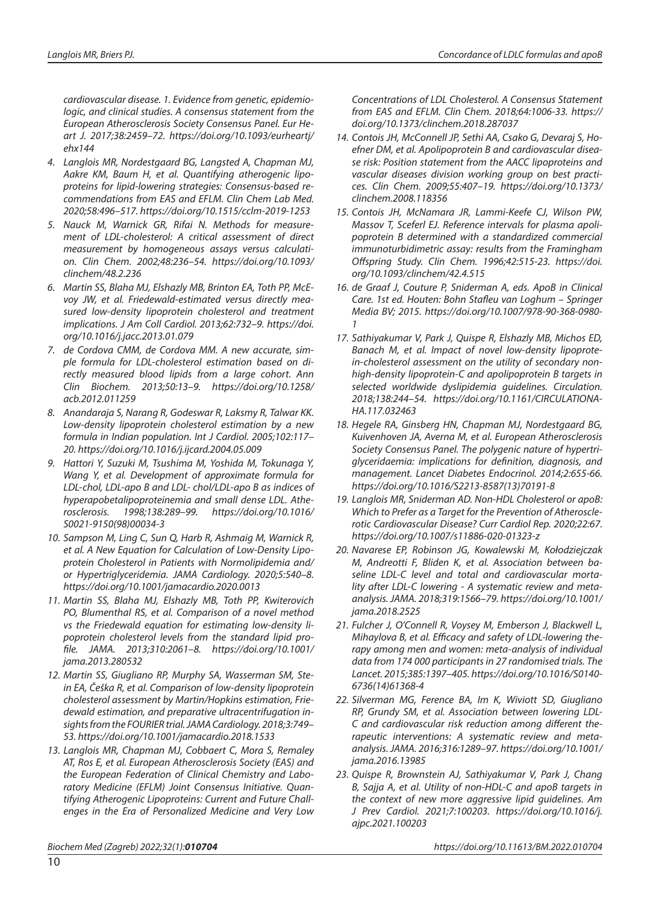*cardiovascular disease. 1. Evidence from genetic, epidemiologic, and clinical studies. A consensus statement from the European Atherosclerosis Society Consensus Panel. Eur Heart J. 2017;38:2459–72. https://doi.org/10.1093/eurheartj/ehx144*

4. *Langlois MR, Nordestgaard BG, Langsted A, Chapman MJ, Aakre KM, Baum H, et al. Quantifying atherogenic lipoproteins for lipid-lowering strategies: Consensus-based recommendations from EAS and EFLM. Clin Chem Lab Med. 2020;58:496–517. https://doi.org/10.1515/cclm-2019-1253*
5. *Nauck M, Warnick GR, Rifai N. Methods for measurement of LDL-cholesterol: A critical assessment of direct measurement by homogeneous assays versus calculation. Clin Chem. 2002;48:236–54. https://doi.org/10.1093/clinchem/48.2.236*
6. *Martin SS, Blaha MJ, Elshazly MB, Brinton EA, Toth PP, McEvoy JW, et al. Friedewald-estimated versus directly measured low-density lipoprotein cholesterol and treatment implications. J Am Coll Cardiol. 2013;62:732–9. https://doi.org/10.1016/j.jacc.2013.01.079*
7. *de Cordova CMM, de Cordova MM. A new accurate, simple formula for LDL-cholesterol estimation based on directly measured blood lipids from a large cohort. Ann Clin Biochem. 2013;50:13–9. https://doi.org/10.1258/acb.2012.011259*
8. *Anandaraja S, Narang R, Godeswar R, Laksmy R, Talwar KK. Low-density lipoprotein cholesterol estimation by a new formula in Indian population. Int J Cardiol. 2005;102:117–20. https://doi.org/10.1016/j.ijcard.2004.05.009*
9. *Hattori Y, Suzuki M, Tsushima M, Yoshida M, Tokunaga Y, Wang Y, et al. Development of approximate formula for LDL-chol, LDL-apo B and LDL- chol/LDL-apo B as indices of hyperapobetalipoproteinemia and small dense LDL. Atherosclerosis. 1998;138:289–99. https://doi.org/10.1016/S0021-9150(98)00034-3*
10. *Sampson M, Ling C, Sun Q, Harb R, Ashmaig M, Warnick R, et al. A New Equation for Calculation of Low-Density Lipoprotein Cholesterol in Patients with Normolipidemia and/or Hypertriglyceridemia. JAMA Cardiology. 2020;5:540–8. https://doi.org/10.1001/jamacardio.2020.0013*
11. *Martin SS, Blaha MJ, Elshazly MB, Toth PP, Kwiterovich PO, Blumenthal RS, et al. Comparison of a novel method vs the Friedewald equation for estimating low-density lipoprotein cholesterol levels from the standard lipid profile. JAMA. 2013;310:2061–8. https://doi.org/10.1001/jama.2013.280532*
12. *Martin SS, Giugliano RP, Murphy SA, Wasserman SM, Stein EA, Češka R, et al. Comparison of low-density lipoprotein cholesterol assessment by Martin/Hopkins estimation, Friedewald estimation, and preparative ultracentrifugation insights from the FOURIER trial. JAMA Cardiology. 2018;3:749–53. https://doi.org/10.1001/jamacardio.2018.1533*
13. *Langlois MR, Chapman MJ, Cobbaert C, Mora S, Remaley AT, Ros E, et al. European Atherosclerosis Society (EAS) and the European Federation of Clinical Chemistry and Laboratory Medicine (EFLM) Joint Consensus Initiative. Quantifying Atherogenic Lipoproteins: Current and Future Challenges in the Era of Personalized Medicine and Very Low Concentrations of LDL Cholesterol. A Consensus Statement from EAS and EFLM. Clin Chem. 2018;64:1006-33. https://doi.org/10.1373/clinchem.2018.287037*
14. *Contois JH, McConnell JP, Sethi AA, Csako G, Devaraj S, Hoefner DM, et al. Apolipoprotein B and cardiovascular disease risk: Position statement from the AACC lipoproteins and vascular diseases division working group on best practices. Clin Chem. 2009;55:407–19. https://doi.org/10.1373/clinchem.2008.118356*
15. *Contois JH, McNamara JR, Lammi-Keefe CJ, Wilson PW, Massov T, Sceferl EJ. Reference intervals for plasma apolipoprotein B determined with a standardized commercial immunoturbidimetric assay: results from the Framingham Offspring Study. Clin Chem. 1996;42:515-23. https://doi.org/10.1093/clinchem/42.4.515*
16. *de Graaf J, Couture P, Sniderman A, eds. ApoB in Clinical Care. 1st ed. Houten: Bohn Stafleu van Loghum – Springer Media BV; 2015. https://doi.org/10.1007/978-90-368-0980-1*
17. *Sathiyakumar V, Park J, Quispe R, Elshazly MB, Michos ED, Banach M, et al. Impact of novel low-density lipoprotein-cholesterol assessment on the utility of secondary non-high-density lipoprotein-C and apolipoprotein B targets in selected worldwide dyslipidemia guidelines. Circulation. 2018;138:244–54. https://doi.org/10.1161/CIRCULATIONAHA.117.032463*
18. *Hegele RA, Ginsberg HN, Chapman MJ, Nordestgaard BG, Kuivenhoven JA, Averna M, et al. European Atherosclerosis Society Consensus Panel. The polygenic nature of hypertriglyceridaemia: implications for definition, diagnosis, and management. Lancet Diabetes Endocrinol. 2014;2:655-66. https://doi.org/10.1016/S2213-8587(13)70191-8*
19. *Langlois MR, Sniderman AD. Non-HDL Cholesterol or apoB: Which to Prefer as a Target for the Prevention of Atherosclerotic Cardiovascular Disease? Curr Cardiol Rep. 2020;22:67. https://doi.org/10.1007/s11886-020-01323-z*
20. *Navarese EP, Robinson JG, Kowalewski M, Kołodziejczak M, Andreotti F, Bliden K, et al. Association between baseline LDL-C level and total and cardiovascular mortality after LDL-C lowering - A systematic review and meta-analysis. JAMA. 2018;319:1566–79. https://doi.org/10.1001/jama.2018.2525*
21. *Fulcher J, O'Connell R, Voysey M, Emberson J, Blackwell L, Mihaylova B, et al. Efficacy and safety of LDL-lowering therapy among men and women: meta-analysis of individual data from 174 000 participants in 27 randomised trials. The Lancet. 2015;385:1397–405. https://doi.org/10.1016/S0140-6736(14)61368-4*
22. *Silverman MG, Ference BA, Im K, Wiviott SD, Giugliano RP, Grundy SM, et al. Association between lowering LDL-C and cardiovascular risk reduction among different therapeutic interventions: A systematic review and meta-analysis. JAMA. 2016;316:1289–97. https://doi.org/10.1001/jama.2016.13985*
23. *Quispe R, Brownstein AJ, Sathiyakumar V, Park J, Chang B, Sajja A, et al. Utility of non-HDL-C and apoB targets in the context of new more aggressive lipid guidelines. Am J Prev Cardiol. 2021;7:100203. https://doi.org/10.1016/j.ajpc.2021.100203*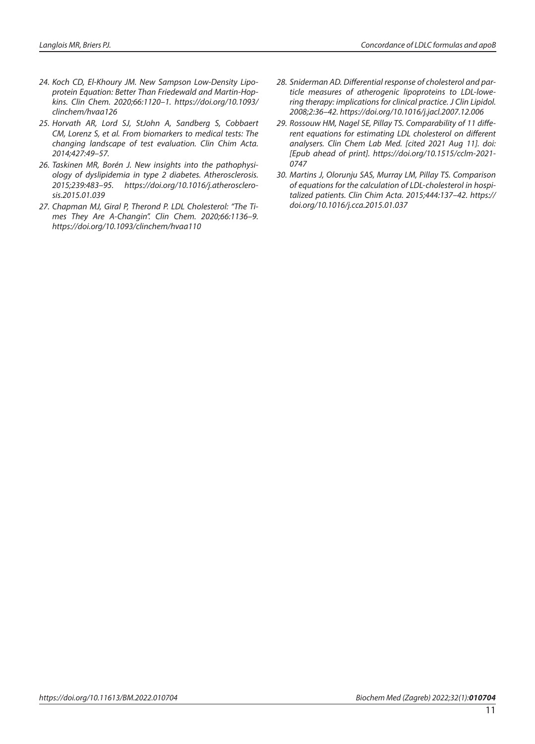24. Koch CD, El-Khoury JM. New Sampson Low-Density Lipoprotein Equation: Better Than Friedewald and Martin-Hopkins. Clin Chem. 2020;66:1120–1. https://doi.org/10.1093/clinchem/hvaa126

25. Horvath AR, Lord SJ, StJohn A, Sandberg S, Cobbaert CM, Lorenz S, et al. From biomarkers to medical tests: The changing landscape of test evaluation. Clin Chim Acta. 2014;427:49–57.

26. Taskinen MR, Borén J. New insights into the pathophysiology of dyslipidemia in type 2 diabetes. Atherosclerosis. 2015;239:483–95. https://doi.org/10.1016/j.atherosclerosis.2015.01.039

27. Chapman MJ, Giral P, Therond P. LDL Cholesterol: "The Times They Are A-Changin". Clin Chem. 2020;66:1136–9. https://doi.org/10.1093/clinchem/hvaa110

28. Sniderman AD. Differential response of cholesterol and particle measures of atherogenic lipoproteins to LDL-lowering therapy: implications for clinical practice. J Clin Lipidol. 2008;2:36–42. https://doi.org/10.1016/j.jacl.2007.12.006

29. Rossouw HM, Nagel SE, Pillay TS. Comparability of 11 different equations for estimating LDL cholesterol on different analysers. Clin Chem Lab Med. [cited 2021 Aug 11]. doi: [Epub ahead of print]. https://doi.org/10.1515/cclm-2021-0747

30. Martins J, Olorunju SAS, Murray LM, Pillay TS. Comparison of equations for the calculation of LDL-cholesterol in hospitalized patients. Clin Chim Acta. 2015;444:137–42. https://doi.org/10.1016/j.cca.2015.01.037